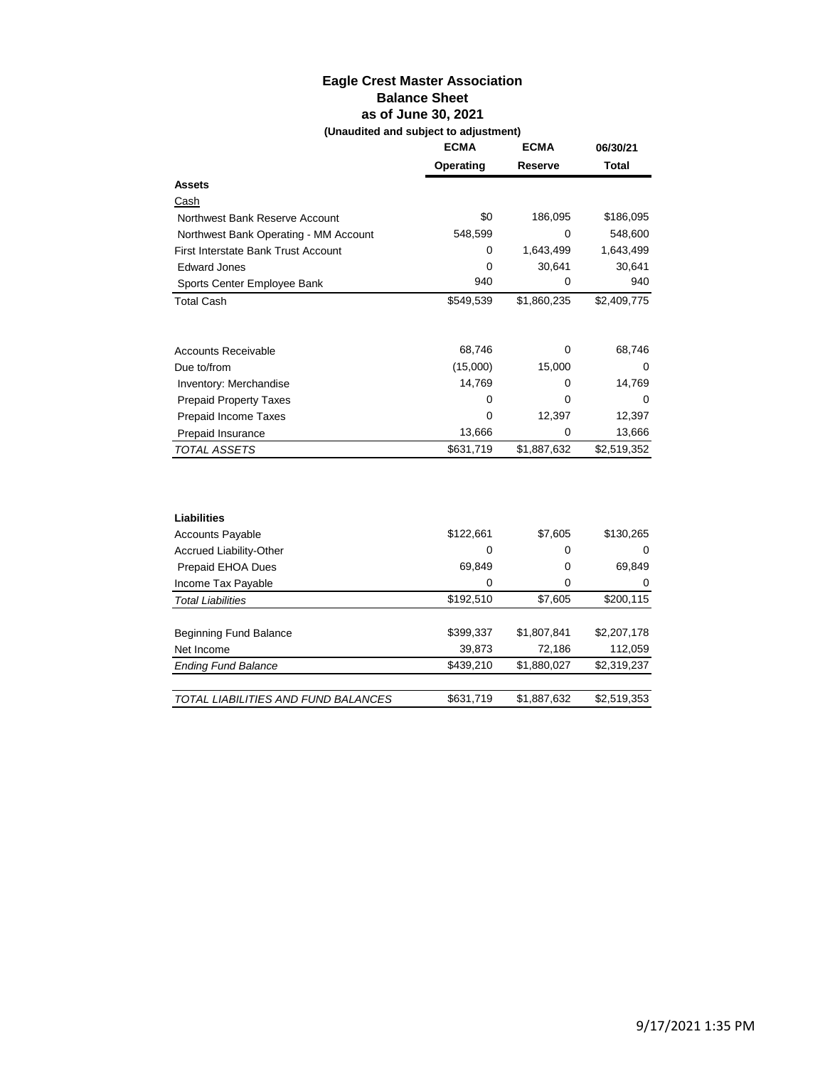# Eagle Crest Master Association
## Balance Sheet
### as of June 30, 2021
**(Unaudited and subject to adjustment)**

| | ECMA Operating | ECMA Reserve | 06/30/21 Total |
|---|---|---|---|
| **Assets** | | | |
| Cash | | | |
| Northwest Bank Reserve Account | $0 | 186,095 | $186,095 |
| Northwest Bank Operating - MM Account | 548,599 | 0 | 548,600 |
| First Interstate Bank Trust Account | 0 | 1,643,499 | 1,643,499 |
| Edward Jones | 0 | 30,641 | 30,641 |
| Sports Center Employee Bank | 940 | 0 | 940 |
| Total Cash | $549,539 | $1,860,235 | $2,409,775 |
| | | | |
| Accounts Receivable | 68,746 | 0 | 68,746 |
| Due to/from | (15,000) | 15,000 | 0 |
| Inventory: Merchandise | 14,769 | 0 | 14,769 |
| Prepaid Property Taxes | 0 | 0 | 0 |
| Prepaid Income Taxes | 0 | 12,397 | 12,397 |
| Prepaid Insurance | 13,666 | 0 | 13,666 |
| *TOTAL ASSETS* | $631,719 | $1,887,632 | $2,519,352 |
| | | | |
| **Liabilities** | | | |
| Accounts Payable | $122,661 | $7,605 | $130,265 |
| Accrued Liability-Other | 0 | 0 | 0 |
| Prepaid EHOA Dues | 69,849 | 0 | 69,849 |
| Income Tax Payable | 0 | 0 | 0 |
| *Total Liabilities* | $192,510 | $7,605 | $200,115 |
| | | | |
| Beginning Fund Balance | $399,337 | $1,807,841 | $2,207,178 |
| Net Income | 39,873 | 72,186 | 112,059 |
| *Ending Fund Balance* | $439,210 | $1,880,027 | $2,319,237 |
| | | | |
| *TOTAL LIABILITIES AND FUND BALANCES* | $631,719 | $1,887,632 | $2,519,353 |

9/17/2021 1:35 PM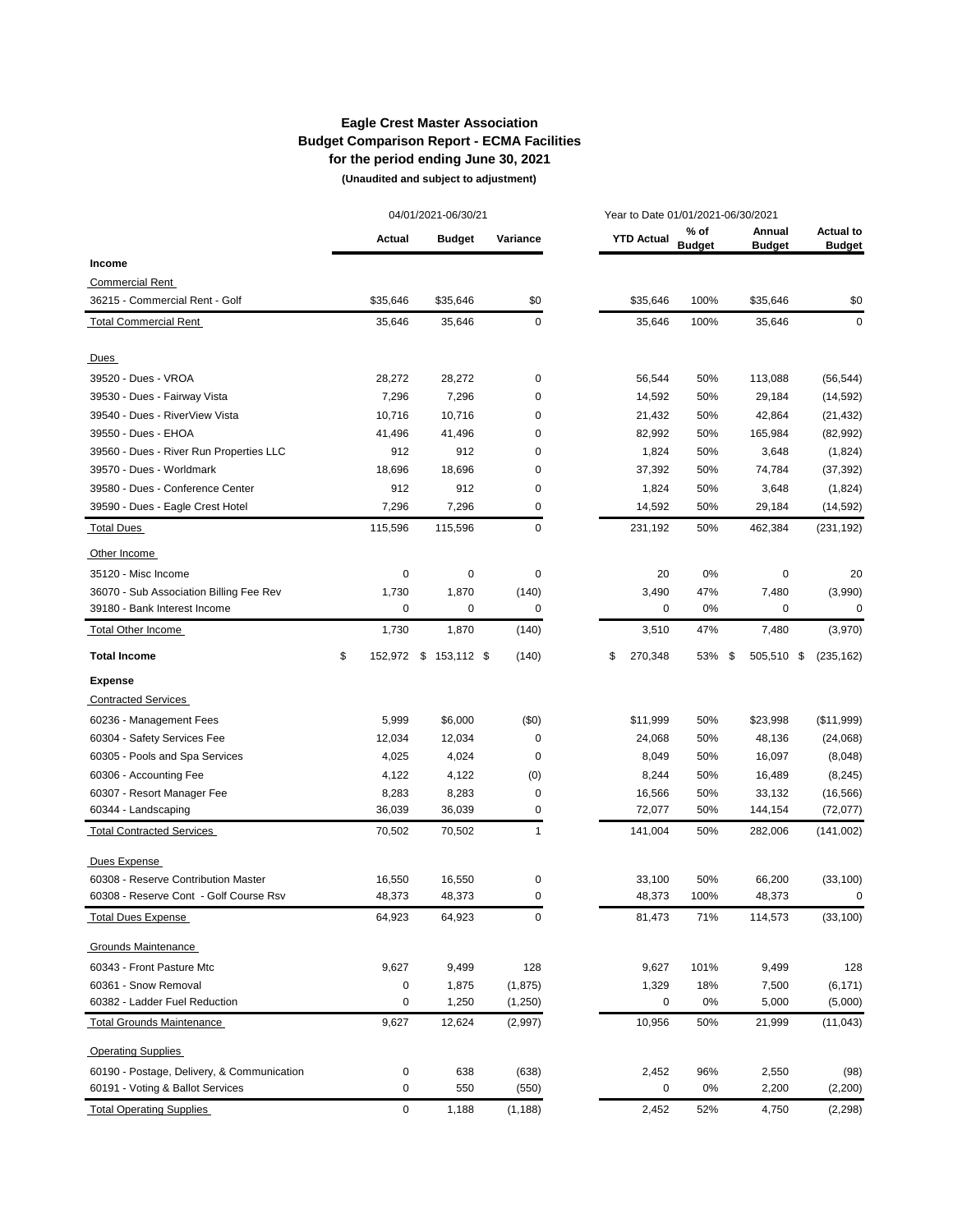# Eagle Crest Master Association
## Budget Comparison Report - ECMA Facilities
### for the period ending June 30, 2021
**(Unaudited and subject to adjustment)**

| | 04/01/2021-06/30/21 | | | Year to Date 01/01/2021-06/30/2021 | | | |
|---|---|---|---|---|---|---|---|
| | **Actual** | **Budget** | **Variance** | **YTD Actual** | **% of Budget** | **Annual Budget** | **Actual to Budget** |
| **Income** | | | | | | | |
| Commercial Rent | | | | | | | |
| 36215 - Commercial Rent - Golf | $35,646 | $35,646 | $0 | $35,646 | 100% | $35,646 | $0 |
| Total Commercial Rent | 35,646 | 35,646 | 0 | 35,646 | 100% | 35,646 | 0 |
| Dues | | | | | | | |
| 39520 - Dues - VROA | 28,272 | 28,272 | 0 | 56,544 | 50% | 113,088 | (56,544) |
| 39530 - Dues - Fairway Vista | 7,296 | 7,296 | 0 | 14,592 | 50% | 29,184 | (14,592) |
| 39540 - Dues - RiverView Vista | 10,716 | 10,716 | 0 | 21,432 | 50% | 42,864 | (21,432) |
| 39550 - Dues - EHOA | 41,496 | 41,496 | 0 | 82,992 | 50% | 165,984 | (82,992) |
| 39560 - Dues - River Run Properties LLC | 912 | 912 | 0 | 1,824 | 50% | 3,648 | (1,824) |
| 39570 - Dues - Worldmark | 18,696 | 18,696 | 0 | 37,392 | 50% | 74,784 | (37,392) |
| 39580 - Dues - Conference Center | 912 | 912 | 0 | 1,824 | 50% | 3,648 | (1,824) |
| 39590 - Dues - Eagle Crest Hotel | 7,296 | 7,296 | 0 | 14,592 | 50% | 29,184 | (14,592) |
| Total Dues | 115,596 | 115,596 | 0 | 231,192 | 50% | 462,384 | (231,192) |
| Other Income | | | | | | | |
| 35120 - Misc Income | 0 | 0 | 0 | 20 | 0% | 0 | 20 |
| 36070 - Sub Association Billing Fee Rev | 1,730 | 1,870 | (140) | 3,490 | 47% | 7,480 | (3,990) |
| 39180 - Bank Interest Income | 0 | 0 | 0 | 0 | 0% | 0 | 0 |
| Total Other Income | 1,730 | 1,870 | (140) | 3,510 | 47% | 7,480 | (3,970) |
| **Total Income** | $ 152,972 | $ 153,112 | $ (140) | $ 270,348 | 53% | $ 505,510 | $ (235,162) |
| **Expense** | | | | | | | |
| Contracted Services | | | | | | | |
| 60236 - Management Fees | 5,999 | $6,000 | ($0) | $11,999 | 50% | $23,998 | ($11,999) |
| 60304 - Safety Services Fee | 12,034 | 12,034 | 0 | 24,068 | 50% | 48,136 | (24,068) |
| 60305 - Pools and Spa Services | 4,025 | 4,024 | 0 | 8,049 | 50% | 16,097 | (8,048) |
| 60306 - Accounting Fee | 4,122 | 4,122 | (0) | 8,244 | 50% | 16,489 | (8,245) |
| 60307 - Resort Manager Fee | 8,283 | 8,283 | 0 | 16,566 | 50% | 33,132 | (16,566) |
| 60344 - Landscaping | 36,039 | 36,039 | 0 | 72,077 | 50% | 144,154 | (72,077) |
| Total Contracted Services | 70,502 | 70,502 | 1 | 141,004 | 50% | 282,006 | (141,002) |
| Dues Expense | | | | | | | |
| 60308 - Reserve Contribution Master | 16,550 | 16,550 | 0 | 33,100 | 50% | 66,200 | (33,100) |
| 60308 - Reserve Cont - Golf Course Rsv | 48,373 | 48,373 | 0 | 48,373 | 100% | 48,373 | 0 |
| Total Dues Expense | 64,923 | 64,923 | 0 | 81,473 | 71% | 114,573 | (33,100) |
| Grounds Maintenance | | | | | | | |
| 60343 - Front Pasture Mtc | 9,627 | 9,499 | 128 | 9,627 | 101% | 9,499 | 128 |
| 60361 - Snow Removal | 0 | 1,875 | (1,875) | 1,329 | 18% | 7,500 | (6,171) |
| 60382 - Ladder Fuel Reduction | 0 | 1,250 | (1,250) | 0 | 0% | 5,000 | (5,000) |
| Total Grounds Maintenance | 9,627 | 12,624 | (2,997) | 10,956 | 50% | 21,999 | (11,043) |
| Operating Supplies | | | | | | | |
| 60190 - Postage, Delivery, & Communication | 0 | 638 | (638) | 2,452 | 96% | 2,550 | (98) |
| 60191 - Voting & Ballot Services | 0 | 550 | (550) | 0 | 0% | 2,200 | (2,200) |
| Total Operating Supplies | 0 | 1,188 | (1,188) | 2,452 | 52% | 4,750 | (2,298) |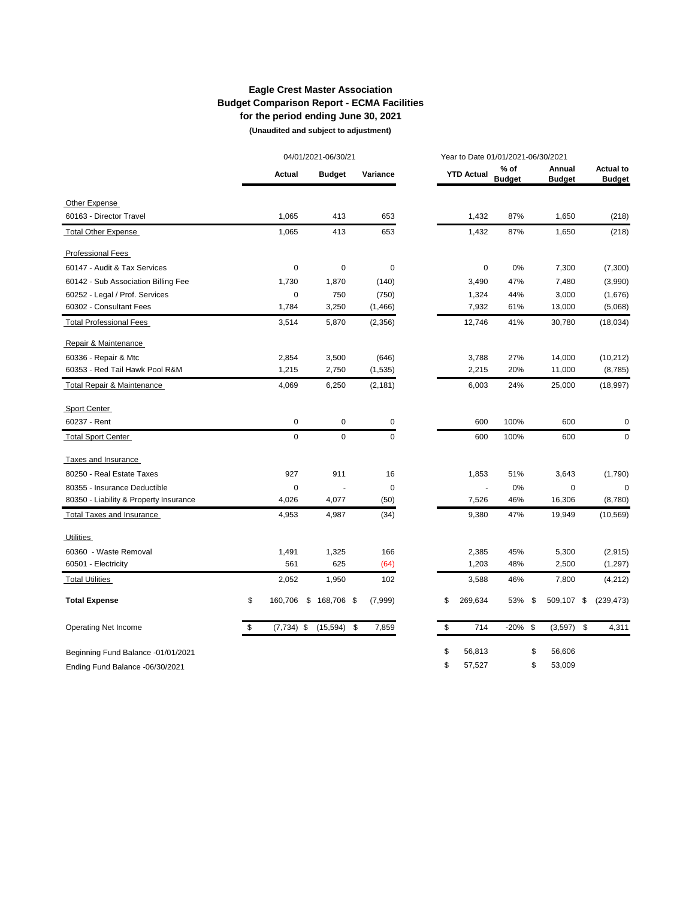**Eagle Crest Master Association**
**Budget Comparison Report - ECMA Facilities**
**for the period ending June 30, 2021**
**(Unaudited and subject to adjustment)**

| | 04/01/2021-06/30/21 | | | Year to Date 01/01/2021-06/30/2021 | | | |
|---|---|---|---|---|---|---|---|
| | **Actual** | **Budget** | **Variance** | **YTD Actual** | **% of Budget** | **Annual Budget** | **Actual to Budget** |
| Other Expense | | | | | | | |
| 60163 - Director Travel | 1,065 | 413 | 653 | 1,432 | 87% | 1,650 | (218) |
| Total Other Expense | 1,065 | 413 | 653 | 1,432 | 87% | 1,650 | (218) |
| Professional Fees | | | | | | | |
| 60147 - Audit & Tax Services | 0 | 0 | 0 | 0 | 0% | 7,300 | (7,300) |
| 60142 - Sub Association Billing Fee | 1,730 | 1,870 | (140) | 3,490 | 47% | 7,480 | (3,990) |
| 60252 - Legal / Prof. Services | 0 | 750 | (750) | 1,324 | 44% | 3,000 | (1,676) |
| 60302 - Consultant Fees | 1,784 | 3,250 | (1,466) | 7,932 | 61% | 13,000 | (5,068) |
| Total Professional Fees | 3,514 | 5,870 | (2,356) | 12,746 | 41% | 30,780 | (18,034) |
| Repair & Maintenance | | | | | | | |
| 60336 - Repair & Mtc | 2,854 | 3,500 | (646) | 3,788 | 27% | 14,000 | (10,212) |
| 60353 - Red Tail Hawk Pool R&M | 1,215 | 2,750 | (1,535) | 2,215 | 20% | 11,000 | (8,785) |
| Total Repair & Maintenance | 4,069 | 6,250 | (2,181) | 6,003 | 24% | 25,000 | (18,997) |
| Sport Center | | | | | | | |
| 60237 - Rent | 0 | 0 | 0 | 600 | 100% | 600 | 0 |
| Total Sport Center | 0 | 0 | 0 | 600 | 100% | 600 | 0 |
| Taxes and Insurance | | | | | | | |
| 80250 - Real Estate Taxes | 927 | 911 | 16 | 1,853 | 51% | 3,643 | (1,790) |
| 80355 - Insurance Deductible | 0 | - | 0 | - | 0% | 0 | 0 |
| 80350 - Liability & Property Insurance | 4,026 | 4,077 | (50) | 7,526 | 46% | 16,306 | (8,780) |
| Total Taxes and Insurance | 4,953 | 4,987 | (34) | 9,380 | 47% | 19,949 | (10,569) |
| Utilities | | | | | | | |
| 60360 - Waste Removal | 1,491 | 1,325 | 166 | 2,385 | 45% | 5,300 | (2,915) |
| 60501 - Electricity | 561 | 625 | (64) | 1,203 | 48% | 2,500 | (1,297) |
| Total Utilities | 2,052 | 1,950 | 102 | 3,588 | 46% | 7,800 | (4,212) |
| **Total Expense** | $ 160,706 | $ 168,706 | $ (7,999) | $ 269,634 | 53% | $ 509,107 | $ (239,473) |
| Operating Net Income | $ (7,734) | $ (15,594) | $ 7,859 | $ 714 | -20% | $ (3,597) | $ 4,311 |
| Beginning Fund Balance -01/01/2021 | | | | $ 56,813 | | $ 56,606 | |
| Ending Fund Balance -06/30/2021 | | | | $ 57,527 | | $ 53,009 | |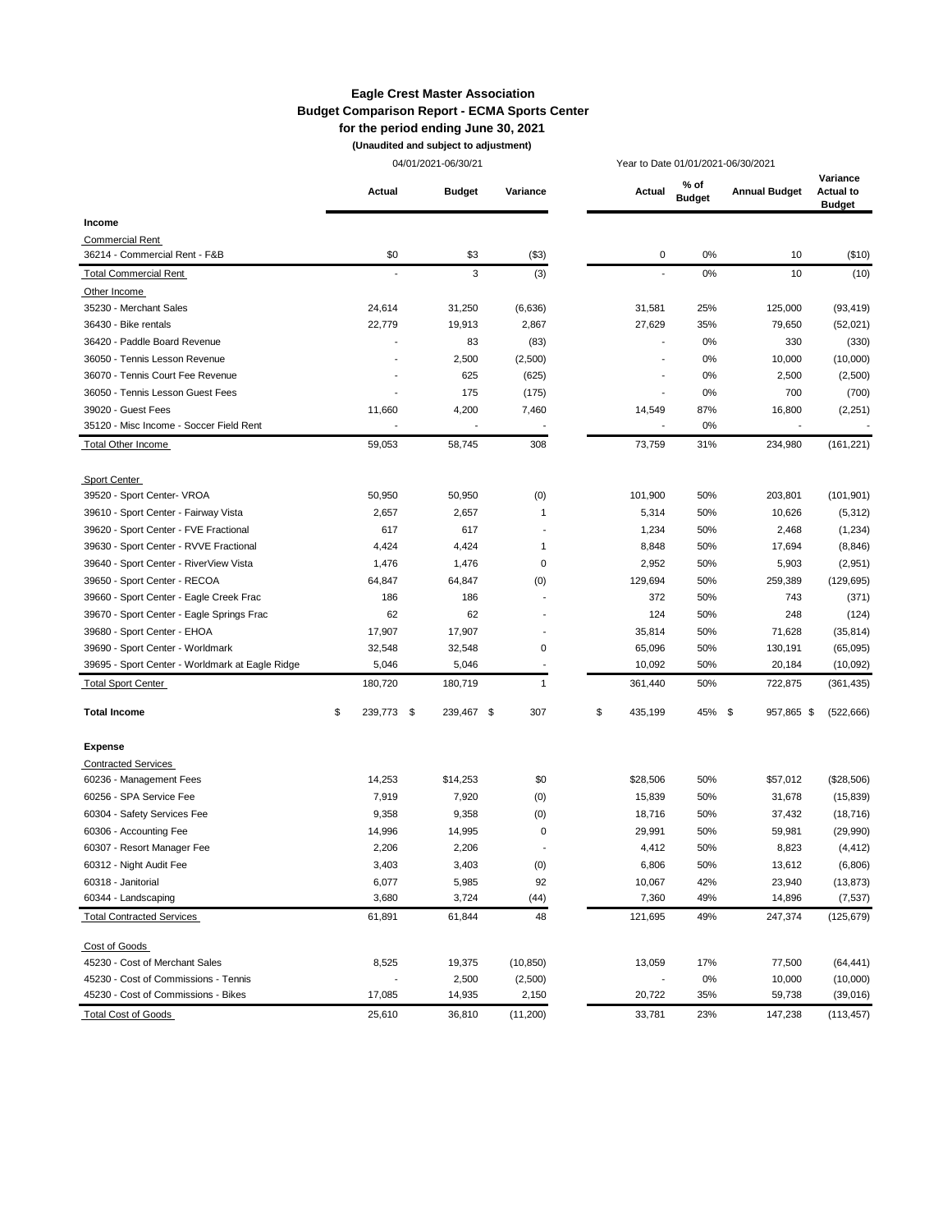# Eagle Crest Master Association

## Budget Comparison Report - ECMA Sports Center

**for the period ending June 30, 2021**

**(Unaudited and subject to adjustment)**

| | 04/01/2021-06/30/21 | | | Year to Date 01/01/2021-06/30/2021 | | | |
|---|---|---|---|---|---|---|---|
| | **Actual** | **Budget** | **Variance** | **Actual** | **% of Budget** | **Annual Budget** | **Variance Actual to Budget** |
| **Income** | | | | | | | |
| Commercial Rent | | | | | | | |
| 36214 - Commercial Rent - F&B | $0 | $3 | ($3) | 0 | 0% | 10 | ($10) |
| Total Commercial Rent | - | 3 | (3) | - | 0% | 10 | (10) |
| Other Income | | | | | | | |
| 35230 - Merchant Sales | 24,614 | 31,250 | (6,636) | 31,581 | 25% | 125,000 | (93,419) |
| 36430 - Bike rentals | 22,779 | 19,913 | 2,867 | 27,629 | 35% | 79,650 | (52,021) |
| 36420 - Paddle Board Revenue | - | 83 | (83) | - | 0% | 330 | (330) |
| 36050 - Tennis Lesson Revenue | - | 2,500 | (2,500) | - | 0% | 10,000 | (10,000) |
| 36070 - Tennis Court Fee Revenue | - | 625 | (625) | - | 0% | 2,500 | (2,500) |
| 36050 - Tennis Lesson Guest Fees | - | 175 | (175) | - | 0% | 700 | (700) |
| 39020 - Guest Fees | 11,660 | 4,200 | 7,460 | 14,549 | 87% | 16,800 | (2,251) |
| 35120 - Misc Income - Soccer Field Rent | - | - | - | - | 0% | - | - |
| Total Other Income | 59,053 | 58,745 | 308 | 73,759 | 31% | 234,980 | (161,221) |
| Sport Center | | | | | | | |
| 39520 - Sport Center- VROA | 50,950 | 50,950 | (0) | 101,900 | 50% | 203,801 | (101,901) |
| 39610 - Sport Center - Fairway Vista | 2,657 | 2,657 | 1 | 5,314 | 50% | 10,626 | (5,312) |
| 39620 - Sport Center - FVE Fractional | 617 | 617 | - | 1,234 | 50% | 2,468 | (1,234) |
| 39630 - Sport Center - RVVE Fractional | 4,424 | 4,424 | 1 | 8,848 | 50% | 17,694 | (8,846) |
| 39640 - Sport Center - RiverView Vista | 1,476 | 1,476 | 0 | 2,952 | 50% | 5,903 | (2,951) |
| 39650 - Sport Center - RECOA | 64,847 | 64,847 | (0) | 129,694 | 50% | 259,389 | (129,695) |
| 39660 - Sport Center - Eagle Creek Frac | 186 | 186 | - | 372 | 50% | 743 | (371) |
| 39670 - Sport Center - Eagle Springs Frac | 62 | 62 | - | 124 | 50% | 248 | (124) |
| 39680 - Sport Center - EHOA | 17,907 | 17,907 | - | 35,814 | 50% | 71,628 | (35,814) |
| 39690 - Sport Center - Worldmark | 32,548 | 32,548 | 0 | 65,096 | 50% | 130,191 | (65,095) |
| 39695 - Sport Center - Worldmark at Eagle Ridge | 5,046 | 5,046 | - | 10,092 | 50% | 20,184 | (10,092) |
| Total Sport Center | 180,720 | 180,719 | 1 | 361,440 | 50% | 722,875 | (361,435) |
| **Total Income** | $ 239,773 | $ 239,467 | $ 307 | $ 435,199 | 45% | $ 957,865 | $ (522,666) |
| **Expense** | | | | | | | |
| Contracted Services | | | | | | | |
| 60236 - Management Fees | 14,253 | $14,253 | $0 | $28,506 | 50% | $57,012 | ($28,506) |
| 60256 - SPA Service Fee | 7,919 | 7,920 | (0) | 15,839 | 50% | 31,678 | (15,839) |
| 60304 - Safety Services Fee | 9,358 | 9,358 | (0) | 18,716 | 50% | 37,432 | (18,716) |
| 60306 - Accounting Fee | 14,996 | 14,995 | 0 | 29,991 | 50% | 59,981 | (29,990) |
| 60307 - Resort Manager Fee | 2,206 | 2,206 | - | 4,412 | 50% | 8,823 | (4,412) |
| 60312 - Night Audit Fee | 3,403 | 3,403 | (0) | 6,806 | 50% | 13,612 | (6,806) |
| 60318 - Janitorial | 6,077 | 5,985 | 92 | 10,067 | 42% | 23,940 | (13,873) |
| 60344 - Landscaping | 3,680 | 3,724 | (44) | 7,360 | 49% | 14,896 | (7,537) |
| Total Contracted Services | 61,891 | 61,844 | 48 | 121,695 | 49% | 247,374 | (125,679) |
| Cost of Goods | | | | | | | |
| 45230 - Cost of Merchant Sales | 8,525 | 19,375 | (10,850) | 13,059 | 17% | 77,500 | (64,441) |
| 45230 - Cost of Commissions - Tennis | - | 2,500 | (2,500) | - | 0% | 10,000 | (10,000) |
| 45230 - Cost of Commissions - Bikes | 17,085 | 14,935 | 2,150 | 20,722 | 35% | 59,738 | (39,016) |
| Total Cost of Goods | 25,610 | 36,810 | (11,200) | 33,781 | 23% | 147,238 | (113,457) |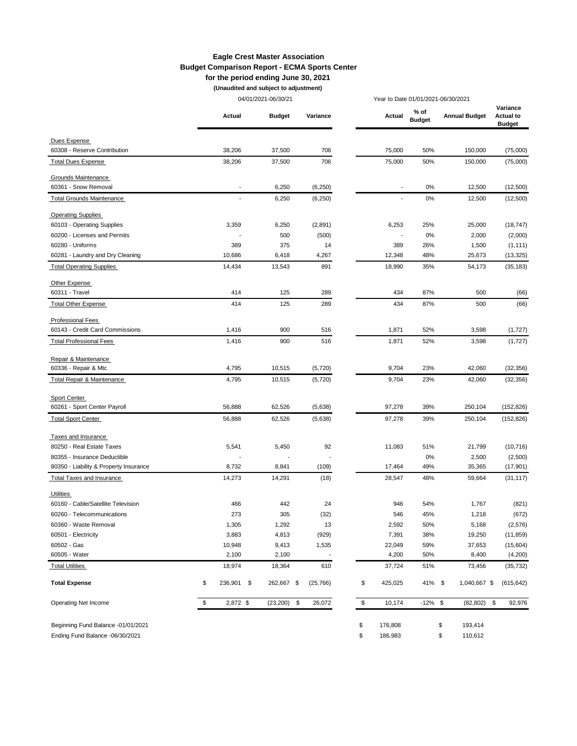**Eagle Crest Master Association**
**Budget Comparison Report - ECMA Sports Center**
**for the period ending June 30, 2021**
**(Unaudited and subject to adjustment)**

| | 04/01/2021-06/30/21 | | | Year to Date 01/01/2021-06/30/2021 | | | |
|---|---|---|---|---|---|---|---|
| | **Actual** | **Budget** | **Variance** | **Actual** | **% of Budget** | **Annual Budget** | **Variance Actual to Budget** |
| Dues Expense | | | | | | | |
| 60308 - Reserve Contribution | 38,206 | 37,500 | 706 | 75,000 | 50% | 150,000 | (75,000) |
| Total Dues Expense | 38,206 | 37,500 | 706 | 75,000 | 50% | 150,000 | (75,000) |
| Grounds Maintenance | | | | | | | |
| 60361 - Snow Removal | - | 6,250 | (6,250) | - | 0% | 12,500 | (12,500) |
| Total Grounds Maintenance | - | 6,250 | (6,250) | - | 0% | 12,500 | (12,500) |
| Operating Supplies | | | | | | | |
| 60103 - Operating Supplies | 3,359 | 6,250 | (2,891) | 6,253 | 25% | 25,000 | (18,747) |
| 60200 - Licenses and Permits | - | 500 | (500) | - | 0% | 2,000 | (2,000) |
| 60280 - Uniforms | 389 | 375 | 14 | 389 | 26% | 1,500 | (1,111) |
| 60281 - Laundry and Dry Cleaning | 10,686 | 6,418 | 4,267 | 12,348 | 48% | 25,673 | (13,325) |
| Total Operating Supplies | 14,434 | 13,543 | 891 | 18,990 | 35% | 54,173 | (35,183) |
| Other Expense | | | | | | | |
| 60311 - Travel | 414 | 125 | 289 | 434 | 87% | 500 | (66) |
| Total Other Expense | 414 | 125 | 289 | 434 | 87% | 500 | (66) |
| Professional Fees | | | | | | | |
| 60143 - Credit Card Commissions | 1,416 | 900 | 516 | 1,871 | 52% | 3,598 | (1,727) |
| Total Professional Fees | 1,416 | 900 | 516 | 1,871 | 52% | 3,598 | (1,727) |
| Repair & Maintenance | | | | | | | |
| 60336 - Repair & Mtc | 4,795 | 10,515 | (5,720) | 9,704 | 23% | 42,060 | (32,356) |
| Total Repair & Maintenance | 4,795 | 10,515 | (5,720) | 9,704 | 23% | 42,060 | (32,356) |
| Sport Center | | | | | | | |
| 60261 - Sport Center Payroll | 56,888 | 62,526 | (5,638) | 97,278 | 39% | 250,104 | (152,826) |
| Total Sport Center | 56,888 | 62,526 | (5,638) | 97,278 | 39% | 250,104 | (152,826) |
| Taxes and Insurance | | | | | | | |
| 80250 - Real Estate Taxes | 5,541 | 5,450 | 92 | 11,083 | 51% | 21,799 | (10,716) |
| 80355 - Insurance Deductible | - | - | - | | 0% | 2,500 | (2,500) |
| 80350 - Liability & Property Insurance | 8,732 | 8,841 | (109) | 17,464 | 49% | 35,365 | (17,901) |
| Total Taxes and Insurance | 14,273 | 14,291 | (18) | 28,547 | 48% | 59,664 | (31,117) |
| Utilities | | | | | | | |
| 60160 - Cable/Satellite Television | 466 | 442 | 24 | 946 | 54% | 1,767 | (821) |
| 60260 - Telecommunications | 273 | 305 | (32) | 546 | 45% | 1,218 | (672) |
| 60360 - Waste Removal | 1,305 | 1,292 | 13 | 2,592 | 50% | 5,168 | (2,576) |
| 60501 - Electricity | 3,883 | 4,813 | (929) | 7,391 | 38% | 19,250 | (11,859) |
| 60502 - Gas | 10,948 | 9,413 | 1,535 | 22,049 | 59% | 37,653 | (15,604) |
| 60505 - Water | 2,100 | 2,100 | - | 4,200 | 50% | 8,400 | (4,200) |
| Total Utilities | 18,974 | 18,364 | 610 | 37,724 | 51% | 73,456 | (35,732) |
| **Total Expense** | $ 236,901 | $ 262,667 | $ (25,766) | $ 425,025 | 41% | $ 1,040,667 | $ (615,642) |
| Operating Net Income | $ 2,872 | $ (23,200) | $ 26,072 | $ 10,174 | -12% | $ (82,802) | $ 92,976 |
| Beginning Fund Balance -01/01/2021 | | | | $ 176,808 | | $ 193,414 | |
| Ending Fund Balance -06/30/2021 | | | | $ 186,983 | | $ 110,612 | |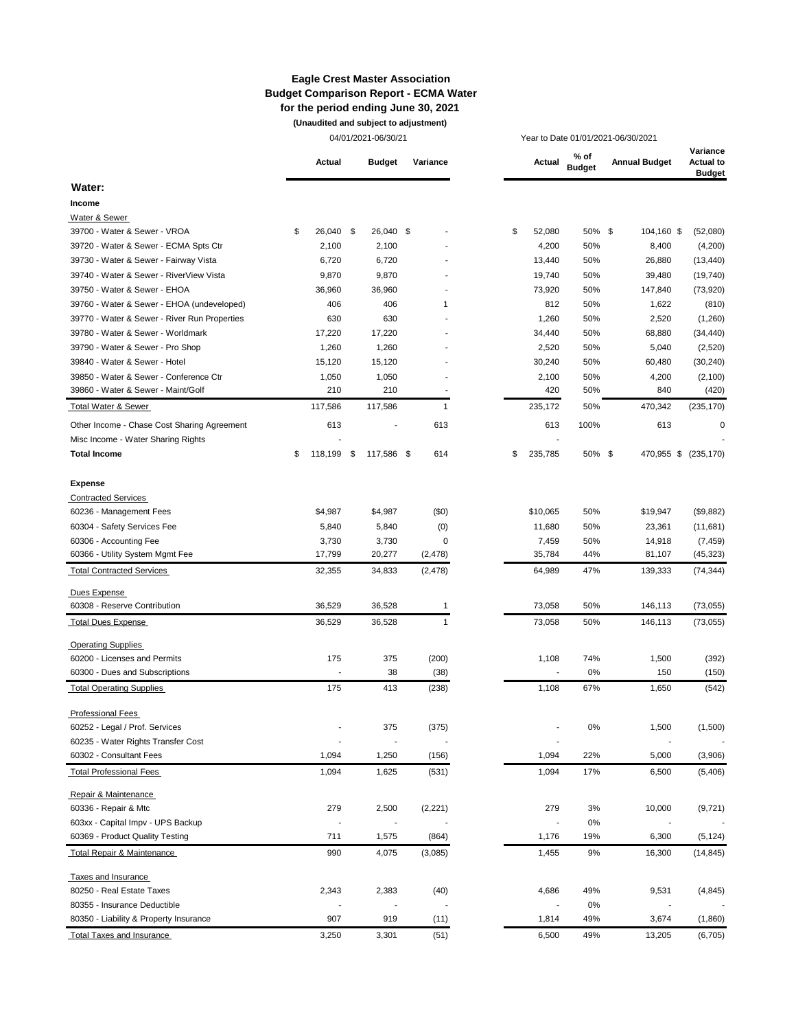# Eagle Crest Master Association
## Budget Comparison Report - ECMA Water
### for the period ending June 30, 2021
**(Unaudited and subject to adjustment)**

| | 04/01/2021-06/30/21 | | | Year to Date 01/01/2021-06/30/2021 | | | |
|---|---|---|---|---|---|---|---|
| | **Actual** | **Budget** | **Variance** | **Actual** | **% of Budget** | **Annual Budget** | **Variance Actual to Budget** |
| **Water:** | | | | | | | |
| **Income** | | | | | | | |
| Water & Sewer | | | | | | | |
| 39700 - Water & Sewer - VROA | $ 26,040 | $ 26,040 | $ - | $ 52,080 | 50% | $ 104,160 | $ (52,080) |
| 39720 - Water & Sewer - ECMA Spts Ctr | 2,100 | 2,100 | - | 4,200 | 50% | 8,400 | (4,200) |
| 39730 - Water & Sewer - Fairway Vista | 6,720 | 6,720 | - | 13,440 | 50% | 26,880 | (13,440) |
| 39740 - Water & Sewer - RiverView Vista | 9,870 | 9,870 | - | 19,740 | 50% | 39,480 | (19,740) |
| 39750 - Water & Sewer - EHOA | 36,960 | 36,960 | - | 73,920 | 50% | 147,840 | (73,920) |
| 39760 - Water & Sewer - EHOA (undeveloped) | 406 | 406 | 1 | 812 | 50% | 1,622 | (810) |
| 39770 - Water & Sewer - River Run Properties | 630 | 630 | - | 1,260 | 50% | 2,520 | (1,260) |
| 39780 - Water & Sewer - Worldmark | 17,220 | 17,220 | - | 34,440 | 50% | 68,880 | (34,440) |
| 39790 - Water & Sewer - Pro Shop | 1,260 | 1,260 | - | 2,520 | 50% | 5,040 | (2,520) |
| 39840 - Water & Sewer - Hotel | 15,120 | 15,120 | - | 30,240 | 50% | 60,480 | (30,240) |
| 39850 - Water & Sewer - Conference Ctr | 1,050 | 1,050 | - | 2,100 | 50% | 4,200 | (2,100) |
| 39860 - Water & Sewer - Maint/Golf | 210 | 210 | - | 420 | 50% | 840 | (420) |
| Total Water & Sewer | 117,586 | 117,586 | 1 | 235,172 | 50% | 470,342 | (235,170) |
| Other Income - Chase Cost Sharing Agreement | 613 | - | 613 | 613 | 100% | 613 | 0 |
| Misc Income - Water Sharing Rights | - | | | - | | | - |
| **Total Income** | $ 118,199 | $ 117,586 | $ 614 | $ 235,785 | 50% | $ 470,955 | $ (235,170) |
| | | | | | | | |
| **Expense** | | | | | | | |
| Contracted Services | | | | | | | |
| 60236 - Management Fees | $4,987 | $4,987 | ($0) | $10,065 | 50% | $19,947 | ($9,882) |
| 60304 - Safety Services Fee | 5,840 | 5,840 | (0) | 11,680 | 50% | 23,361 | (11,681) |
| 60306 - Accounting Fee | 3,730 | 3,730 | 0 | 7,459 | 50% | 14,918 | (7,459) |
| 60366 - Utility System Mgmt Fee | 17,799 | 20,277 | (2,478) | 35,784 | 44% | 81,107 | (45,323) |
| Total Contracted Services | 32,355 | 34,833 | (2,478) | 64,989 | 47% | 139,333 | (74,344) |
| Dues Expense | | | | | | | |
| 60308 - Reserve Contribution | 36,529 | 36,528 | 1 | 73,058 | 50% | 146,113 | (73,055) |
| Total Dues Expense | 36,529 | 36,528 | 1 | 73,058 | 50% | 146,113 | (73,055) |
| Operating Supplies | | | | | | | |
| 60200 - Licenses and Permits | 175 | 375 | (200) | 1,108 | 74% | 1,500 | (392) |
| 60300 - Dues and Subscriptions | - | 38 | (38) | - | 0% | 150 | (150) |
| Total Operating Supplies | 175 | 413 | (238) | 1,108 | 67% | 1,650 | (542) |
| Professional Fees | | | | | | | |
| 60252 - Legal / Prof. Services | - | 375 | (375) | - | 0% | 1,500 | (1,500) |
| 60235 - Water Rights Transfer Cost | - | - | - | - | | - | - |
| 60302 - Consultant Fees | 1,094 | 1,250 | (156) | 1,094 | 22% | 5,000 | (3,906) |
| Total Professional Fees | 1,094 | 1,625 | (531) | 1,094 | 17% | 6,500 | (5,406) |
| Repair & Maintenance | | | | | | | |
| 60336 - Repair & Mtc | 279 | 2,500 | (2,221) | 279 | 3% | 10,000 | (9,721) |
| 603xx - Capital Impv - UPS Backup | - | - | - | - | 0% | - | - |
| 60369 - Product Quality Testing | 711 | 1,575 | (864) | 1,176 | 19% | 6,300 | (5,124) |
| Total Repair & Maintenance | 990 | 4,075 | (3,085) | 1,455 | 9% | 16,300 | (14,845) |
| Taxes and Insurance | | | | | | | |
| 80250 - Real Estate Taxes | 2,343 | 2,383 | (40) | 4,686 | 49% | 9,531 | (4,845) |
| 80355 - Insurance Deductible | - | - | - | - | 0% | - | - |
| 80350 - Liability & Property Insurance | 907 | 919 | (11) | 1,814 | 49% | 3,674 | (1,860) |
| Total Taxes and Insurance | 3,250 | 3,301 | (51) | 6,500 | 49% | 13,205 | (6,705) |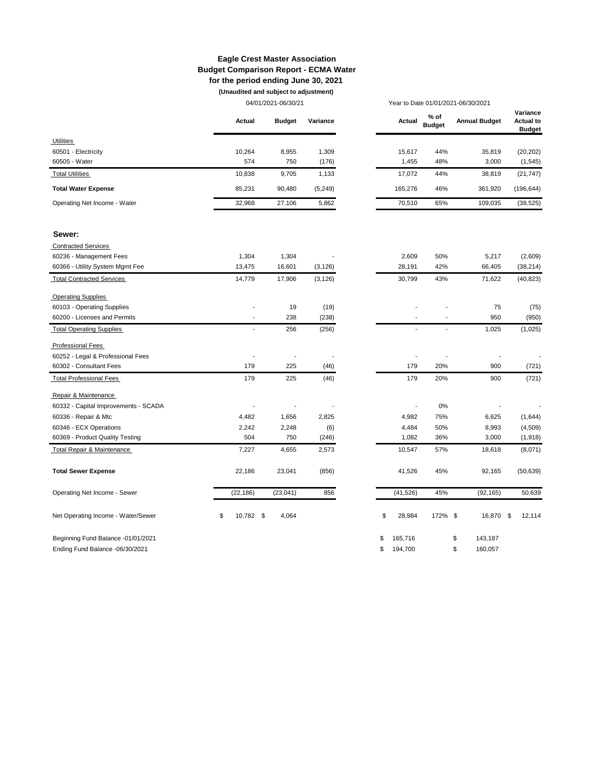**Eagle Crest Master Association**
**Budget Comparison Report - ECMA Water**
**for the period ending June 30, 2021**
**(Unaudited and subject to adjustment)**

| | 04/01/2021-06/30/21 | | | Year to Date 01/01/2021-06/30/2021 | | | |
|---|---|---|---|---|---|---|---|
| | **Actual** | **Budget** | **Variance** | **Actual** | **% of Budget** | **Annual Budget** | **Variance Actual to Budget** |
| Utilities | | | | | | | |
| 60501 - Electricity | 10,264 | 8,955 | 1,309 | 15,617 | 44% | 35,819 | (20,202) |
| 60505 - Water | 574 | 750 | (176) | 1,455 | 48% | 3,000 | (1,545) |
| Total Utilities | 10,838 | 9,705 | 1,133 | 17,072 | 44% | 38,819 | (21,747) |
| **Total Water Expense** | 85,231 | 90,480 | (5,249) | 165,276 | 46% | 361,920 | (196,644) |
| Operating Net Income - Water | 32,968 | 27,106 | 5,862 | 70,510 | 65% | 109,035 | (38,525) |
| **Sewer:** | | | | | | | |
| Contracted Services | | | | | | | |
| 60236 - Management Fees | 1,304 | 1,304 | - | 2,609 | 50% | 5,217 | (2,609) |
| 60366 - Utility System Mgmt Fee | 13,475 | 16,601 | (3,126) | 28,191 | 42% | 66,405 | (38,214) |
| Total Contracted Services | 14,779 | 17,906 | (3,126) | 30,799 | 43% | 71,622 | (40,823) |
| Operating Supplies | | | | | | | |
| 60103 - Operating Supplies | - | 19 | (19) | - | - | 75 | (75) |
| 60200 - Licenses and Permits | - | 238 | (238) | - | - | 950 | (950) |
| Total Operating Supplies | - | 256 | (256) | - | - | 1,025 | (1,025) |
| Professional Fees | | | | | | | |
| 60252 - Legal & Professional Fees | - | - | - | - | - | - | - |
| 60302 - Consultant Fees | 179 | 225 | (46) | 179 | 20% | 900 | (721) |
| Total Professional Fees | 179 | 225 | (46) | 179 | 20% | 900 | (721) |
| Repair & Maintenance | | | | | | | |
| 60332 - Capital Improvements - SCADA | - | - | - | - | 0% | - | - |
| 60336 - Repair & Mtc | 4,482 | 1,656 | 2,825 | 4,982 | 75% | 6,625 | (1,644) |
| 60346 - ECX Operations | 2,242 | 2,248 | (6) | 4,484 | 50% | 8,993 | (4,509) |
| 60369 - Product Quality Testing | 504 | 750 | (246) | 1,082 | 36% | 3,000 | (1,918) |
| Total Repair & Maintenance | 7,227 | 4,655 | 2,573 | 10,547 | 57% | 18,618 | (8,071) |
| **Total Sewer Expense** | 22,186 | 23,041 | (856) | 41,526 | 45% | 92,165 | (50,639) |
| Operating Net Income - Sewer | (22,186) | (23,041) | 856 | (41,526) | 45% | (92,165) | 50,639 |
| Net Operating Income - Water/Sewer | $ 10,782 | $ 4,064 | | $ 28,984 | 172% | $ 16,870 | $ 12,114 |
| Beginning Fund Balance -01/01/2021 | | | | $ 165,716 | | $ 143,187 | |
| Ending Fund Balance -06/30/2021 | | | | $ 194,700 | | $ 160,057 | |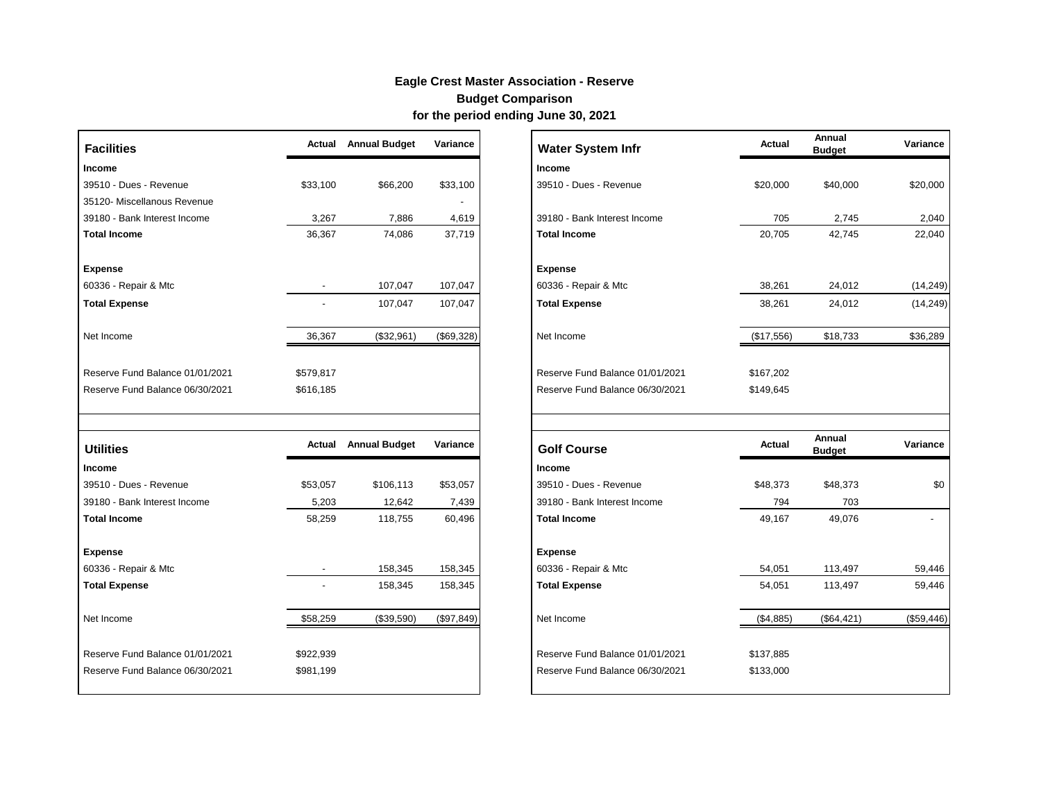# Eagle Crest Master Association - Reserve
## Budget Comparison
### for the period ending June 30, 2021

| Facilities | Actual | Annual Budget | Variance |
|---|---|---|---|
| **Income** | | | |
| 39510 - Dues - Revenue | $33,100 | $66,200 | $33,100 |
| 35120- Miscellanous Revenue | | | - |
| 39180 - Bank Interest Income | 3,267 | 7,886 | 4,619 |
| **Total Income** | 36,367 | 74,086 | 37,719 |
| **Expense** | | | |
| 60336 - Repair & Mtc | - | 107,047 | 107,047 |
| **Total Expense** | - | 107,047 | 107,047 |
| Net Income | 36,367 | ($32,961) | ($69,328) |
| Reserve Fund Balance 01/01/2021 | $579,817 | | |
| Reserve Fund Balance 06/30/2021 | $616,185 | | |

| Water System Infr | Actual | Annual Budget | Variance |
|---|---|---|---|
| **Income** | | | |
| 39510 - Dues - Revenue | $20,000 | $40,000 | $20,000 |
| 39180 - Bank Interest Income | 705 | 2,745 | 2,040 |
| **Total Income** | 20,705 | 42,745 | 22,040 |
| **Expense** | | | |
| 60336 - Repair & Mtc | 38,261 | 24,012 | (14,249) |
| **Total Expense** | 38,261 | 24,012 | (14,249) |
| Net Income | ($17,556) | $18,733 | $36,289 |
| Reserve Fund Balance 01/01/2021 | $167,202 | | |
| Reserve Fund Balance 06/30/2021 | $149,645 | | |

| Utilities | Actual | Annual Budget | Variance |
|---|---|---|---|
| **Income** | | | |
| 39510 - Dues - Revenue | $53,057 | $106,113 | $53,057 |
| 39180 - Bank Interest Income | 5,203 | 12,642 | 7,439 |
| **Total Income** | 58,259 | 118,755 | 60,496 |
| **Expense** | | | |
| 60336 - Repair & Mtc | - | 158,345 | 158,345 |
| **Total Expense** | - | 158,345 | 158,345 |
| Net Income | $58,259 | ($39,590) | ($97,849) |
| Reserve Fund Balance 01/01/2021 | $922,939 | | |
| Reserve Fund Balance 06/30/2021 | $981,199 | | |

| Golf Course | Actual | Annual Budget | Variance |
|---|---|---|---|
| **Income** | | | |
| 39510 - Dues - Revenue | $48,373 | $48,373 | $0 |
| 39180 - Bank Interest Income | 794 | 703 | |
| **Total Income** | 49,167 | 49,076 | - |
| **Expense** | | | |
| 60336 - Repair & Mtc | 54,051 | 113,497 | 59,446 |
| **Total Expense** | 54,051 | 113,497 | 59,446 |
| Net Income | ($4,885) | ($64,421) | ($59,446) |
| Reserve Fund Balance 01/01/2021 | $137,885 | | |
| Reserve Fund Balance 06/30/2021 | $133,000 | | |